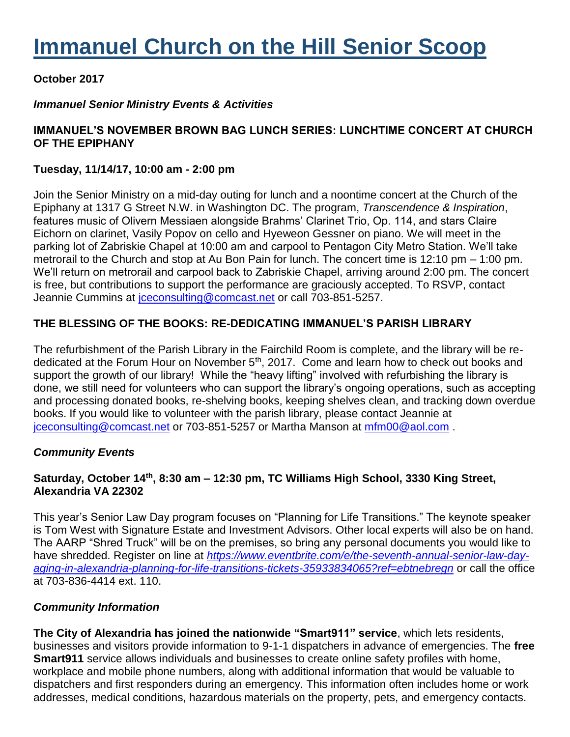# Immanuel Church on the Hill Senior Scoop

**October 2017**

***Immanuel Senior Ministry Events & Activities***

**IMMANUEL'S NOVEMBER BROWN BAG LUNCH SERIES: LUNCHTIME CONCERT AT CHURCH OF THE EPIPHANY**

**Tuesday, 11/14/17, 10:00 am - 2:00 pm**

Join the Senior Ministry on a mid-day outing for lunch and a noontime concert at the Church of the Epiphany at 1317 G Street N.W. in Washington DC. The program, *Transcendence & Inspiration*, features music of Olivern Messiaen alongside Brahms' Clarinet Trio, Op. 114, and stars Claire Eichorn on clarinet, Vasily Popov on cello and Hyeweon Gessner on piano. We will meet in the parking lot of Zabriskie Chapel at 10:00 am and carpool to Pentagon City Metro Station. We'll take metrorail to the Church and stop at Au Bon Pain for lunch. The concert time is 12:10 pm – 1:00 pm. We'll return on metrorail and carpool back to Zabriskie Chapel, arriving around 2:00 pm. The concert is free, but contributions to support the performance are graciously accepted. To RSVP, contact Jeannie Cummins at jceconsulting@comcast.net or call 703-851-5257.

**THE BLESSING OF THE BOOKS: RE-DEDICATING IMMANUEL'S PARISH LIBRARY**

The refurbishment of the Parish Library in the Fairchild Room is complete, and the library will be re-dedicated at the Forum Hour on November 5th, 2017. Come and learn how to check out books and support the growth of our library! While the "heavy lifting" involved with refurbishing the library is done, we still need for volunteers who can support the library's ongoing operations, such as accepting and processing donated books, re-shelving books, keeping shelves clean, and tracking down overdue books. If you would like to volunteer with the parish library, please contact Jeannie at jceconsulting@comcast.net or 703-851-5257 or Martha Manson at mfm00@aol.com .

***Community Events***

**Saturday, October 14th, 8:30 am – 12:30 pm, TC Williams High School, 3330 King Street, Alexandria VA 22302**

This year's Senior Law Day program focuses on "Planning for Life Transitions." The keynote speaker is Tom West with Signature Estate and Investment Advisors. Other local experts will also be on hand. The AARP "Shred Truck" will be on the premises, so bring any personal documents you would like to have shredded. Register on line at *https://www.eventbrite.com/e/the-seventh-annual-senior-law-day-aging-in-alexandria-planning-for-life-transitions-tickets-35933834065?ref=ebtnebregn* or call the office at 703-836-4414 ext. 110.

***Community Information***

**The City of Alexandria has joined the nationwide "Smart911" service**, which lets residents, businesses and visitors provide information to 9-1-1 dispatchers in advance of emergencies. The **free Smart911** service allows individuals and businesses to create online safety profiles with home, workplace and mobile phone numbers, along with additional information that would be valuable to dispatchers and first responders during an emergency. This information often includes home or work addresses, medical conditions, hazardous materials on the property, pets, and emergency contacts.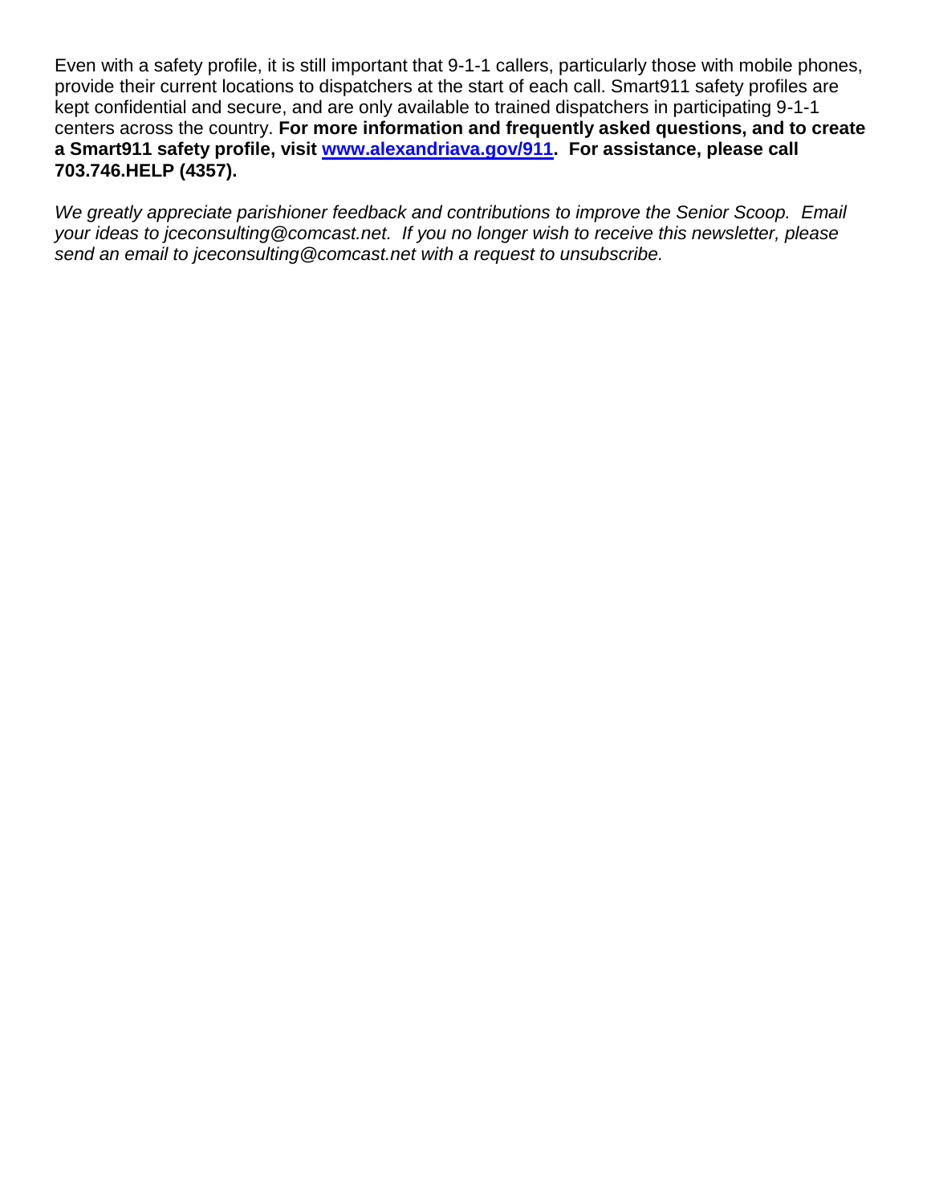Even with a safety profile, it is still important that 9-1-1 callers, particularly those with mobile phones, provide their current locations to dispatchers at the start of each call. Smart911 safety profiles are kept confidential and secure, and are only available to trained dispatchers in participating 9-1-1 centers across the country. **For more information and frequently asked questions, and to create a Smart911 safety profile, visit [www.alexandriava.gov/911](http://www.alexandriava.gov/911). For assistance, please call 703.746.HELP (4357).**

*We greatly appreciate parishioner feedback and contributions to improve the Senior Scoop. Email your ideas to jceconsulting@comcast.net. If you no longer wish to receive this newsletter, please send an email to jceconsulting@comcast.net with a request to unsubscribe.*